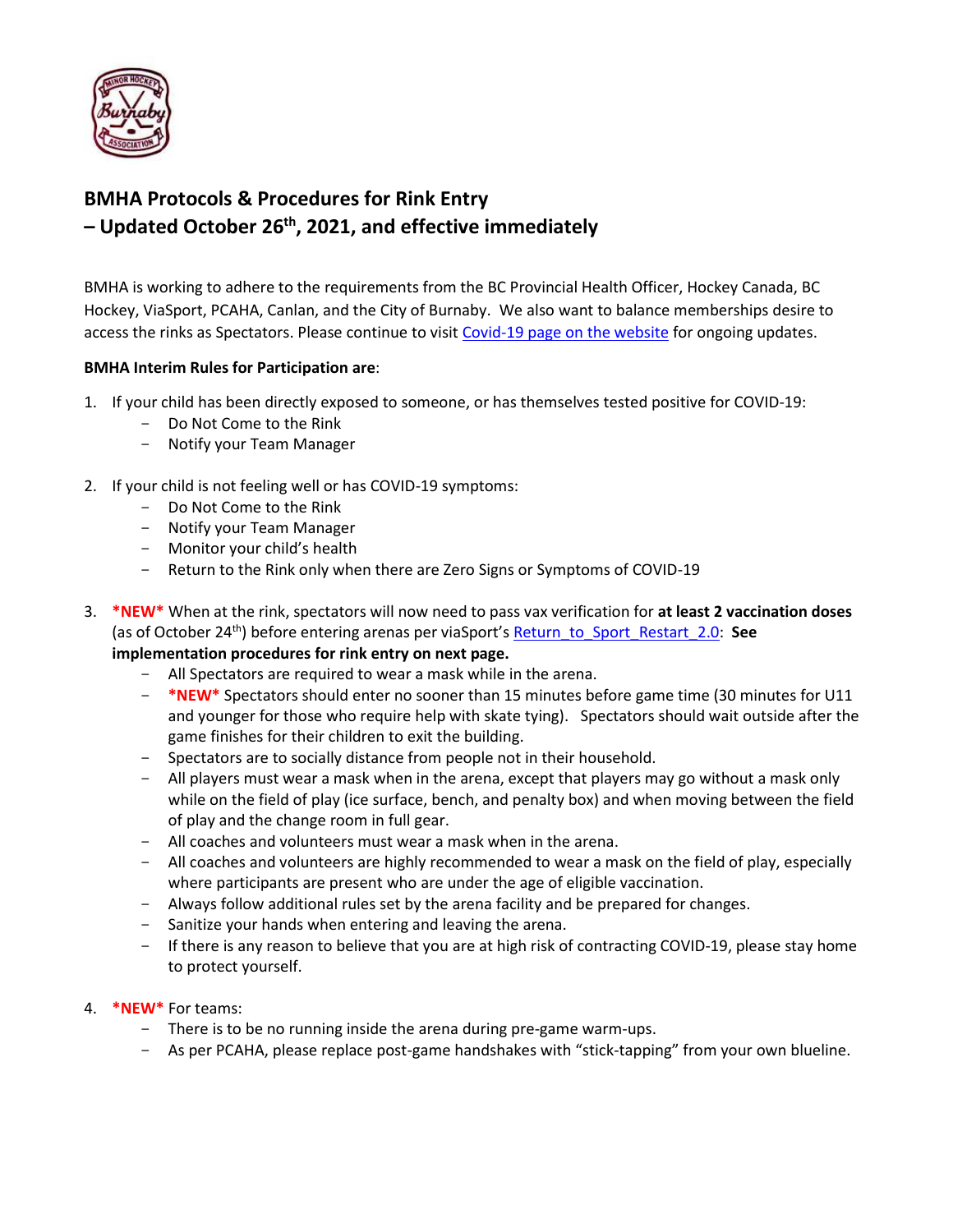## BMHA Protocols & Procedures for Rink Entry
## – Updated October 26th, 2021, and effective immediately

BMHA is working to adhere to the requirements from the BC Provincial Health Officer, Hockey Canada, BC Hockey, ViaSport, PCAHA, Canlan, and the City of Burnaby. We also want to balance memberships desire to access the rinks as Spectators. Please continue to visit [Covid-19 page on the website]() for ongoing updates.

**BMHA Interim Rules for Participation are**:

1. If your child has been directly exposed to someone, or has themselves tested positive for COVID-19:
   - Do Not Come to the Rink
   - Notify your Team Manager

2. If your child is not feeling well or has COVID-19 symptoms:
   - Do Not Come to the Rink
   - Notify your Team Manager
   - Monitor your child's health
   - Return to the Rink only when there are Zero Signs or Symptoms of COVID-19

3. ***NEW*** When at the rink, spectators will now need to pass vax verification for **at least 2 vaccination doses** (as of October 24th) before entering arenas per viaSport's [Return_to_Sport_Restart_2.0](): **See implementation procedures for rink entry on next page.**
   - All Spectators are required to wear a mask while in the arena.
   - ***NEW*** Spectators should enter no sooner than 15 minutes before game time (30 minutes for U11 and younger for those who require help with skate tying). Spectators should wait outside after the game finishes for their children to exit the building.
   - Spectators are to socially distance from people not in their household.
   - All players must wear a mask when in the arena, except that players may go without a mask only while on the field of play (ice surface, bench, and penalty box) and when moving between the field of play and the change room in full gear.
   - All coaches and volunteers must wear a mask when in the arena.
   - All coaches and volunteers are highly recommended to wear a mask on the field of play, especially where participants are present who are under the age of eligible vaccination.
   - Always follow additional rules set by the arena facility and be prepared for changes.
   - Sanitize your hands when entering and leaving the arena.
   - If there is any reason to believe that you are at high risk of contracting COVID-19, please stay home to protect yourself.

4. ***NEW*** For teams:
   - There is to be no running inside the arena during pre-game warm-ups.
   - As per PCAHA, please replace post-game handshakes with "stick-tapping" from your own blueline.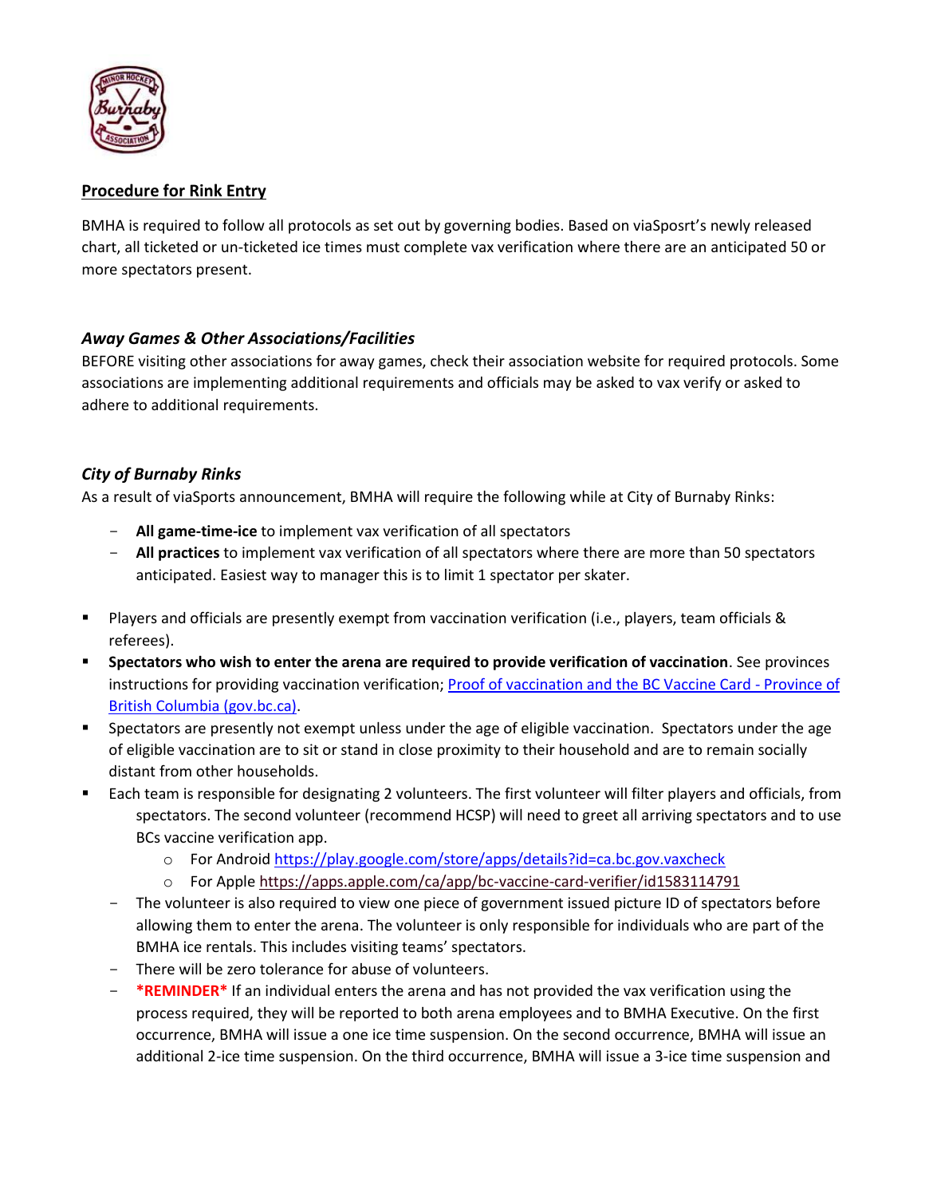## Procedure for Rink Entry

BMHA is required to follow all protocols as set out by governing bodies. Based on viaSposrt's newly released chart, all ticketed or un-ticketed ice times must complete vax verification where there are an anticipated 50 or more spectators present.

### *Away Games & Other Associations/Facilities*

BEFORE visiting other associations for away games, check their association website for required protocols. Some associations are implementing additional requirements and officials may be asked to vax verify or asked to adhere to additional requirements.

### *City of Burnaby Rinks*

As a result of viaSports announcement, BMHA will require the following while at City of Burnaby Rinks:

- **All game-time-ice** to implement vax verification of all spectators
- **All practices** to implement vax verification of all spectators where there are more than 50 spectators anticipated. Easiest way to manager this is to limit 1 spectator per skater.

- Players and officials are presently exempt from vaccination verification (i.e., players, team officials & referees).
- **Spectators who wish to enter the arena are required to provide verification of vaccination**. See provinces instructions for providing vaccination verification; [Proof of vaccination and the BC Vaccine Card - Province of British Columbia (gov.bc.ca)](gov.bc.ca).
- Spectators are presently not exempt unless under the age of eligible vaccination. Spectators under the age of eligible vaccination are to sit or stand in close proximity to their household and are to remain socially distant from other households.
- Each team is responsible for designating 2 volunteers. The first volunteer will filter players and officials, from spectators. The second volunteer (recommend HCSP) will need to greet all arriving spectators and to use BCs vaccine verification app.
  - For Android https://play.google.com/store/apps/details?id=ca.bc.gov.vaxcheck
  - For Apple https://apps.apple.com/ca/app/bc-vaccine-card-verifier/id1583114791
  - The volunteer is also required to view one piece of government issued picture ID of spectators before allowing them to enter the arena. The volunteer is only responsible for individuals who are part of the BMHA ice rentals. This includes visiting teams' spectators.
  - There will be zero tolerance for abuse of volunteers.
  - ***REMINDER*** If an individual enters the arena and has not provided the vax verification using the process required, they will be reported to both arena employees and to BMHA Executive. On the first occurrence, BMHA will issue a one ice time suspension. On the second occurrence, BMHA will issue an additional 2-ice time suspension. On the third occurrence, BMHA will issue a 3-ice time suspension and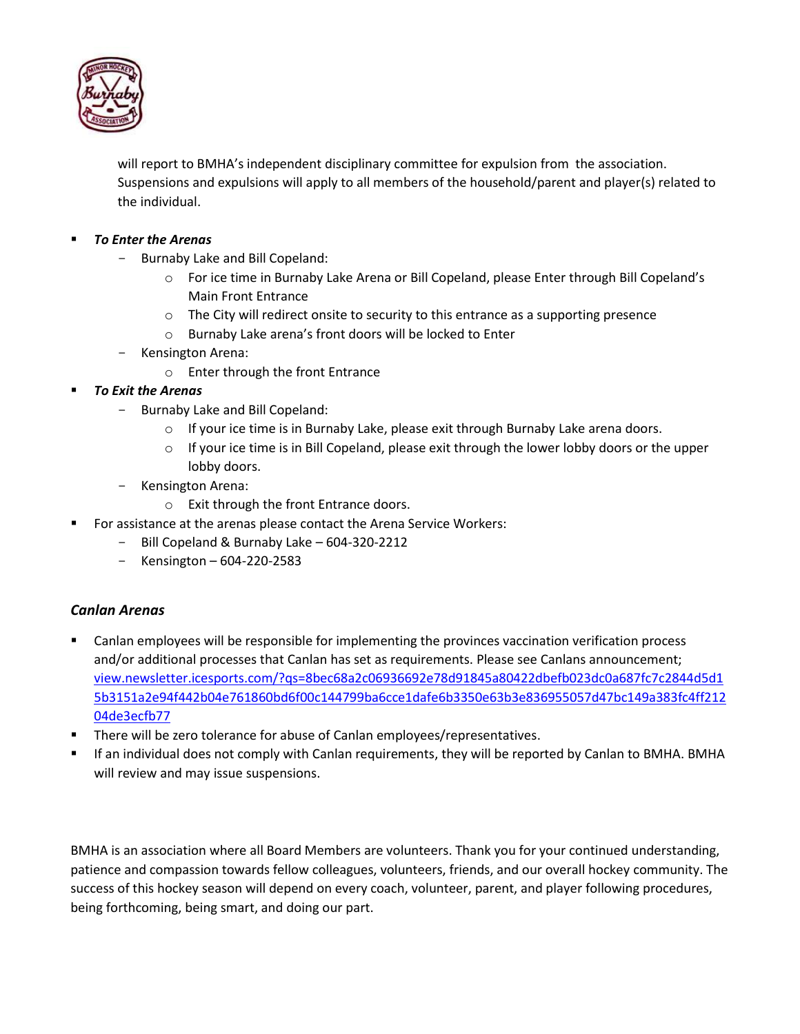will report to BMHA's independent disciplinary committee for expulsion from the association. Suspensions and expulsions will apply to all members of the household/parent and player(s) related to the individual.

- ***To Enter the Arenas***
  - Burnaby Lake and Bill Copeland:
    - For ice time in Burnaby Lake Arena or Bill Copeland, please Enter through Bill Copeland's Main Front Entrance
    - The City will redirect onsite to security to this entrance as a supporting presence
    - Burnaby Lake arena's front doors will be locked to Enter
  - Kensington Arena:
    - Enter through the front Entrance
- ***To Exit the Arenas***
  - Burnaby Lake and Bill Copeland:
    - If your ice time is in Burnaby Lake, please exit through Burnaby Lake arena doors.
    - If your ice time is in Bill Copeland, please exit through the lower lobby doors or the upper lobby doors.
  - Kensington Arena:
    - Exit through the front Entrance doors.
- For assistance at the arenas please contact the Arena Service Workers:
  - Bill Copeland & Burnaby Lake – 604-320-2212
  - Kensington – 604-220-2583

### *Canlan Arenas*

- Canlan employees will be responsible for implementing the provinces vaccination verification process and/or additional processes that Canlan has set as requirements. Please see Canlans announcement; view.newsletter.icesports.com/?qs=8bec68a2c06936692e78d91845a80422dbefb023dc0a687fc7c2844d5d15b3151a2e94f442b04e761860bd6f00c144799ba6cce1dafe6b3350e63b3e836955057d47bc149a383fc4ff21204de3ecfb77
- There will be zero tolerance for abuse of Canlan employees/representatives.
- If an individual does not comply with Canlan requirements, they will be reported by Canlan to BMHA. BMHA will review and may issue suspensions.

BMHA is an association where all Board Members are volunteers. Thank you for your continued understanding, patience and compassion towards fellow colleagues, volunteers, friends, and our overall hockey community. The success of this hockey season will depend on every coach, volunteer, parent, and player following procedures, being forthcoming, being smart, and doing our part.